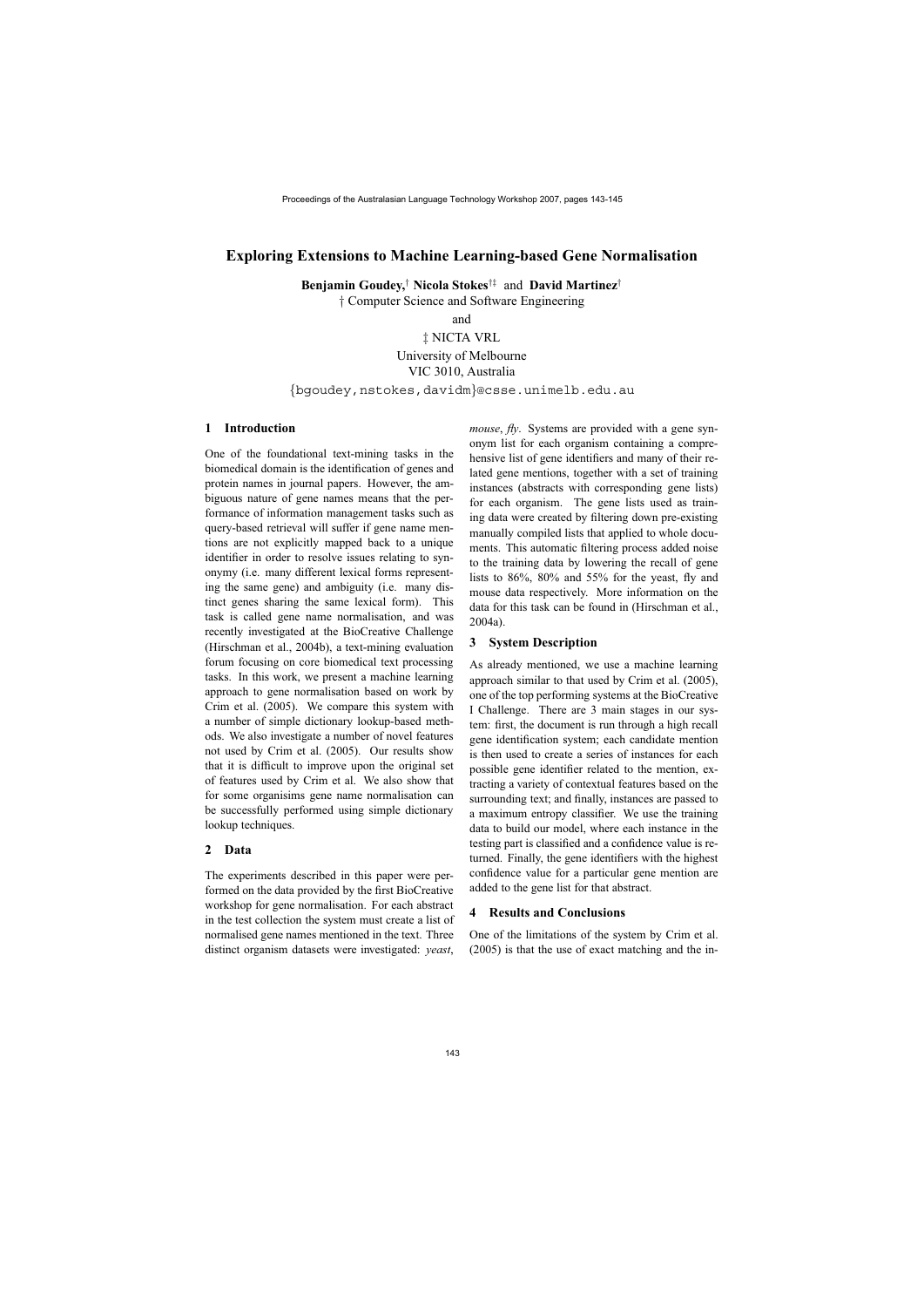# Exploring Extensions to Machine Learning-based Gene Normalisation

**Benjamin Goudey,**[†] **Nicola Stokes**[†‡] and **David Martinez**[†]

† Computer Science and Software Engineering

and

‡ NICTA VRL

University of Melbourne

VIC 3010, Australia

{bgoudey,nstokes,davidm}@csse.unimelb.edu.au

## 1 Introduction

One of the foundational text-mining tasks in the biomedical domain is the identification of genes and protein names in journal papers. However, the ambiguous nature of gene names means that the performance of information management tasks such as query-based retrieval will suffer if gene name mentions are not explicitly mapped back to a unique identifier in order to resolve issues relating to synonymy (i.e. many different lexical forms representing the same gene) and ambiguity (i.e. many distinct genes sharing the same lexical form). This task is called gene name normalisation, and was recently investigated at the BioCreative Challenge (Hirschman et al., 2004b), a text-mining evaluation forum focusing on core biomedical text processing tasks. In this work, we present a machine learning approach to gene normalisation based on work by Crim et al. (2005). We compare this system with a number of simple dictionary lookup-based methods. We also investigate a number of novel features not used by Crim et al. (2005). Our results show that it is difficult to improve upon the original set of features used by Crim et al. We also show that for some organisims gene name normalisation can be successfully performed using simple dictionary lookup techniques.

## 2 Data

The experiments described in this paper were performed on the data provided by the first BioCreative workshop for gene normalisation. For each abstract in the test collection the system must create a list of normalised gene names mentioned in the text. Three distinct organism datasets were investigated: *yeast*, *mouse*, *fly*. Systems are provided with a gene synonym list for each organism containing a comprehensive list of gene identifiers and many of their related gene mentions, together with a set of training instances (abstracts with corresponding gene lists) for each organism. The gene lists used as training data were created by filtering down pre-existing manually compiled lists that applied to whole documents. This automatic filtering process added noise to the training data by lowering the recall of gene lists to 86%, 80% and 55% for the yeast, fly and mouse data respectively. More information on the data for this task can be found in (Hirschman et al., 2004a).

## 3 System Description

As already mentioned, we use a machine learning approach similar to that used by Crim et al. (2005), one of the top performing systems at the BioCreative I Challenge. There are 3 main stages in our system: first, the document is run through a high recall gene identification system; each candidate mention is then used to create a series of instances for each possible gene identifier related to the mention, extracting a variety of contextual features based on the surrounding text; and finally, instances are passed to a maximum entropy classifier. We use the training data to build our model, where each instance in the testing part is classified and a confidence value is returned. Finally, the gene identifiers with the highest confidence value for a particular gene mention are added to the gene list for that abstract.

## 4 Results and Conclusions

One of the limitations of the system by Crim et al. (2005) is that the use of exact matching and the in-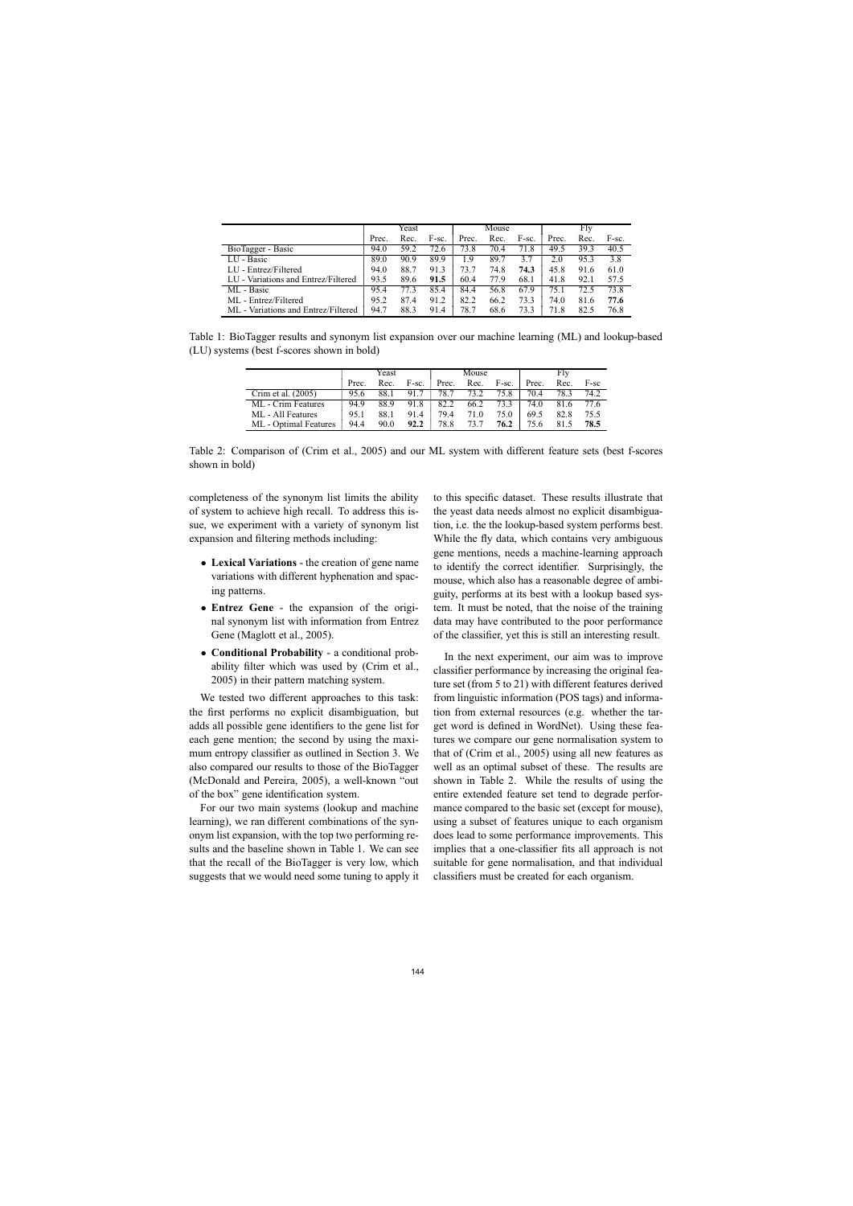| | Yeast | | | Mouse | | | Fly | | |
|---|---|---|---|---|---|---|---|---|---|
| | Prec. | Rec. | F-sc. | Prec. | Rec. | F-sc. | Prec. | Rec. | F-sc. |
| BioTagger - Basic | 94.0 | 59.2 | 72.6 | 73.8 | 70.4 | 71.8 | 49.5 | 39.3 | 40.5 |
| LU - Basic | 89.0 | 90.9 | 89.9 | 1.9 | 89.7 | 3.7 | 2.0 | 95.3 | 3.8 |
| LU - Entrez/Filtered | 94.0 | 88.7 | 91.3 | 73.7 | 74.8 | **74.3** | 45.8 | 91.6 | 61.0 |
| LU - Variations and Entrez/Filtered | 93.5 | 89.6 | **91.5** | 60.4 | 77.9 | 68.1 | 41.8 | 92.1 | 57.5 |
| ML - Basic | 95.4 | 77.3 | 85.4 | 84.4 | 56.8 | 67.9 | 75.1 | 72.5 | 73.8 |
| ML - Entrez/Filtered | 95.2 | 87.4 | 91.2 | 82.2 | 66.2 | 73.3 | 74.0 | 81.6 | **77.6** |
| ML - Variations and Entrez/Filtered | 94.7 | 88.3 | 91.4 | 78.7 | 68.6 | 73.3 | 71.8 | 82.5 | 76.8 |

Table 1: BioTagger results and synonym list expansion over our machine learning (ML) and lookup-based (LU) systems (best f-scores shown in bold)

| | Yeast | | | Mouse | | | Fly | | |
|---|---|---|---|---|---|---|---|---|---|
| | Prec. | Rec. | F-sc. | Prec. | Rec. | F-sc. | Prec. | Rec. | F-sc |
| Crim et al. (2005) | 95.6 | 88.1 | 91.7 | 78.7 | 73.2 | 75.8 | 70.4 | 78.3 | 74.2 |
| ML - Crim Features | 94.9 | 88.9 | 91.8 | 82.2 | 66.2 | 73.3 | 74.0 | 81.6 | 77.6 |
| ML - All Features | 95.1 | 88.1 | 91.4 | 79.4 | 71.0 | 75.0 | 69.5 | 82.8 | 75.5 |
| ML - Optimal Features | 94.4 | 90.0 | **92.2** | 78.8 | 73.7 | **76.2** | 75.6 | 81.5 | **78.5** |

Table 2: Comparison of (Crim et al., 2005) and our ML system with different feature sets (best f-scores shown in bold)

completeness of the synonym list limits the ability of system to achieve high recall. To address this issue, we experiment with a variety of synonym list expansion and filtering methods including:

- **Lexical Variations** - the creation of gene name variations with different hyphenation and spacing patterns.
- **Entrez Gene** - the expansion of the original synonym list with information from Entrez Gene (Maglott et al., 2005).
- **Conditional Probability** - a conditional probability filter which was used by (Crim et al., 2005) in their pattern matching system.

We tested two different approaches to this task: the first performs no explicit disambiguation, but adds all possible gene identifiers to the gene list for each gene mention; the second by using the maximum entropy classifier as outlined in Section 3. We also compared our results to those of the BioTagger (McDonald and Pereira, 2005), a well-known "out of the box" gene identification system.

For our two main systems (lookup and machine learning), we ran different combinations of the synonym list expansion, with the top two performing results and the baseline shown in Table 1. We can see that the recall of the BioTagger is very low, which suggests that we would need some tuning to apply it to this specific dataset. These results illustrate that the yeast data needs almost no explicit disambiguation, i.e. the the lookup-based system performs best. While the fly data, which contains very ambiguous gene mentions, needs a machine-learning approach to identify the correct identifier. Surprisingly, the mouse, which also has a reasonable degree of ambiguity, performs at its best with a lookup based system. It must be noted, that the noise of the training data may have contributed to the poor performance of the classifier, yet this is still an interesting result.

In the next experiment, our aim was to improve classifier performance by increasing the original feature set (from 5 to 21) with different features derived from linguistic information (POS tags) and information from external resources (e.g. whether the target word is defined in WordNet). Using these features we compare our gene normalisation system to that of (Crim et al., 2005) using all new features as well as an optimal subset of these. The results are shown in Table 2. While the results of using the entire extended feature set tend to degrade performance compared to the basic set (except for mouse), using a subset of features unique to each organism does lead to some performance improvements. This implies that a one-classifier fits all approach is not suitable for gene normalisation, and that individual classifiers must be created for each organism.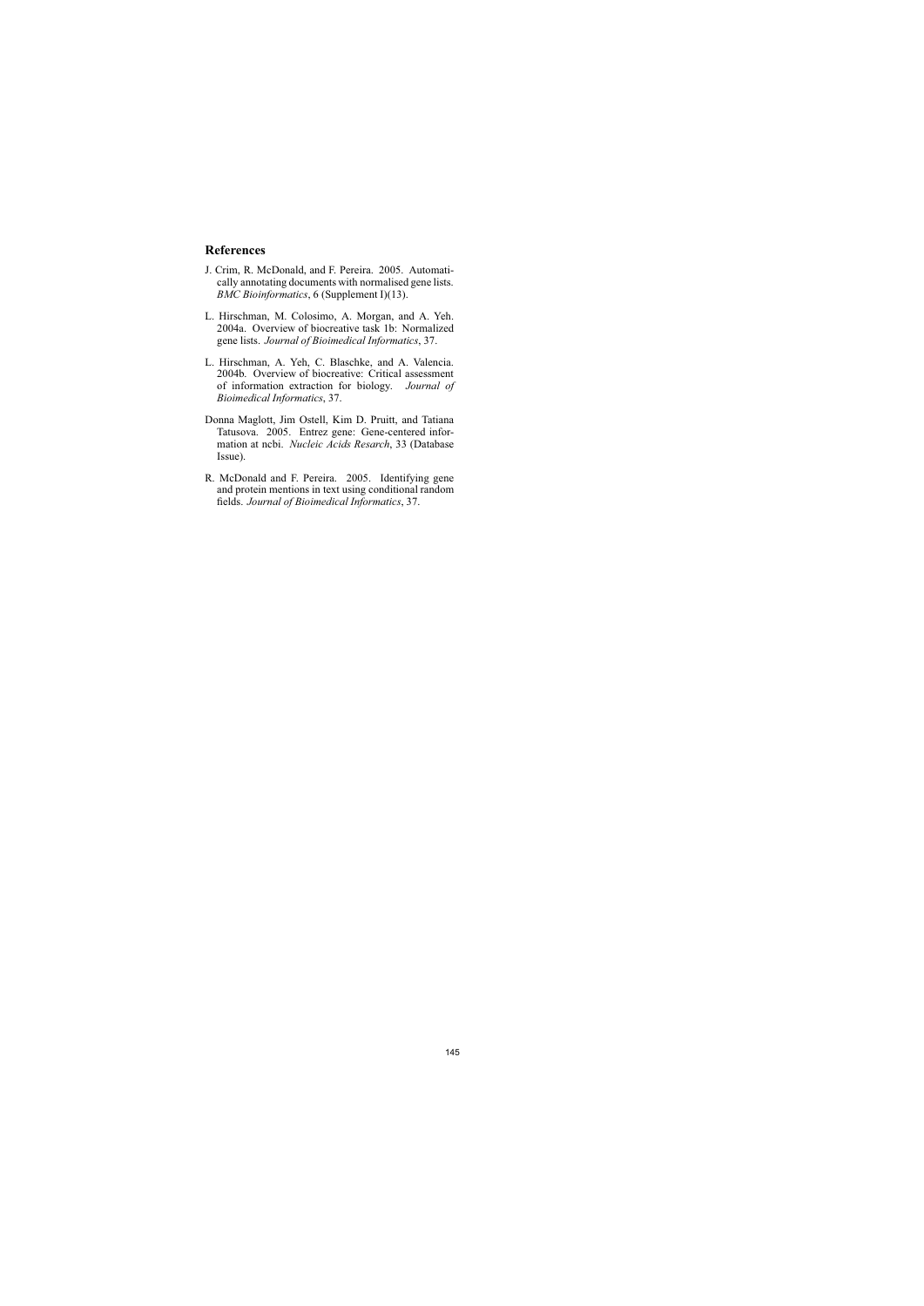## References

J. Crim, R. McDonald, and F. Pereira. 2005. Automatically annotating documents with normalised gene lists. *BMC Bioinformatics*, 6 (Supplement I)(13).

L. Hirschman, M. Colosimo, A. Morgan, and A. Yeh. 2004a. Overview of biocreative task 1b: Normalized gene lists. *Journal of Bioimedical Informatics*, 37.

L. Hirschman, A. Yeh, C. Blaschke, and A. Valencia. 2004b. Overview of biocreative: Critical assessment of information extraction for biology. *Journal of Bioimedical Informatics*, 37.

Donna Maglott, Jim Ostell, Kim D. Pruitt, and Tatiana Tatusova. 2005. Entrez gene: Gene-centered information at ncbi. *Nucleic Acids Resarch*, 33 (Database Issue).

R. McDonald and F. Pereira. 2005. Identifying gene and protein mentions in text using conditional random fields. *Journal of Bioimedical Informatics*, 37.